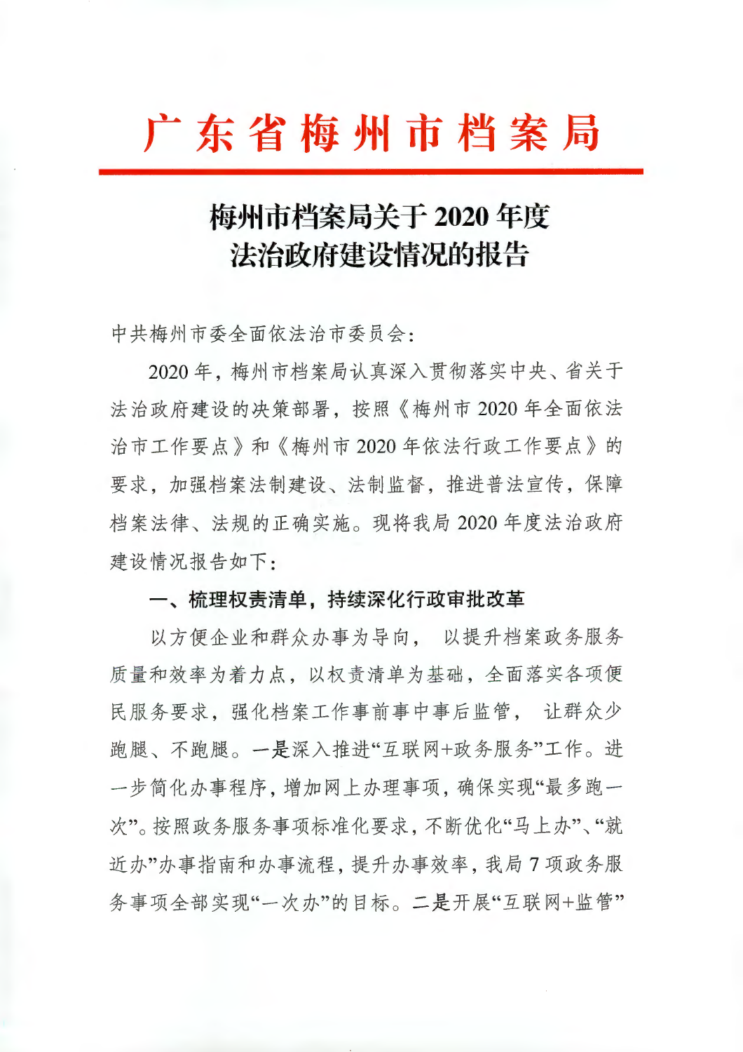# 广东省梅州市档案局

## 梅州市档案局关于2020年度法治政府建设情况的报告

中共梅州市委全面依法治市委员会：

2020年，梅州市档案局认真深入贯彻落实中央、省关于法治政府建设的决策部署，按照《梅州市2020年全面依法治市工作要点》和《梅州市2020年依法行政工作要点》的要求，加强档案法制建设、法制监督，推进普法宣传，保障档案法律、法规的正确实施。现将我局2020年度法治政府建设情况报告如下：

**一、梳理权责清单，持续深化行政审批改革**

以方便企业和群众办事为导向，以提升档案政务服务质量和效率为着力点，以权责清单为基础，全面落实各项便民服务要求，强化档案工作事前事中事后监管，让群众少跑腿、不跑腿。一是深入推进“互联网+政务服务”工作。进一步简化办事程序，增加网上办理事项，确保实现“最多跑一次”。按照政务服务事项标准化要求，不断优化“马上办”、“就近办”办事指南和办事流程，提升办事效率，我局7项政务服务事项全部实现“一次办”的目标。二是开展“互联网+监管”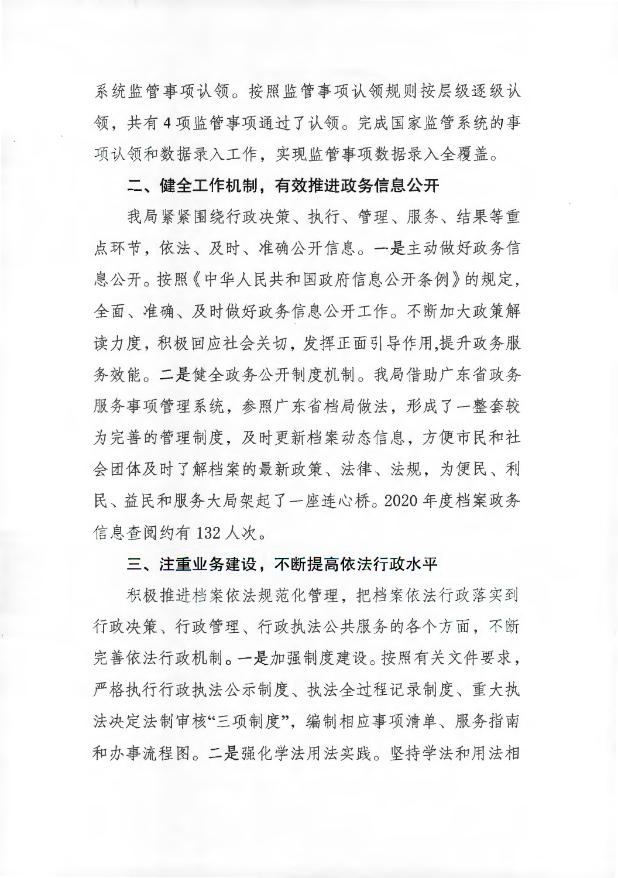系统监管事项认领。按照监管事项认领规则按层级逐级认领，共有4项监管事项通过了认领。完成国家监管系统的事项认领和数据录入工作，实现监管事项数据录入全覆盖。

## 二、健全工作机制，有效推进政务信息公开

我局紧紧围绕行政决策、执行、管理、服务、结果等重点环节，依法、及时、准确公开信息。**一是**主动做好政务信息公开。按照《中华人民共和国政府信息公开条例》的规定，全面、准确、及时做好政务信息公开工作。不断加大政策解读力度，积极回应社会关切，发挥正面引导作用,提升政务服务效能。**二是**健全政务公开制度机制。我局借助广东省政务服务事项管理系统，参照广东省档局做法，形成了一整套较为完善的管理制度，及时更新档案动态信息，方便市民和社会团体及时了解档案的最新政策、法律、法规，为便民、利民、益民和服务大局架起了一座连心桥。2020年度档案政务信息查阅约有132人次。

## 三、注重业务建设，不断提高依法行政水平

积极推进档案依法规范化管理，把档案依法行政落实到行政决策、行政管理、行政执法公共服务的各个方面，不断完善依法行政机制。**一是**加强制度建设。按照有关文件要求，严格执行行政执法公示制度、执法全过程记录制度、重大执法决定法制审核“三项制度”，编制相应事项清单、服务指南和办事流程图。**二是**强化学法用法实践。坚持学法和用法相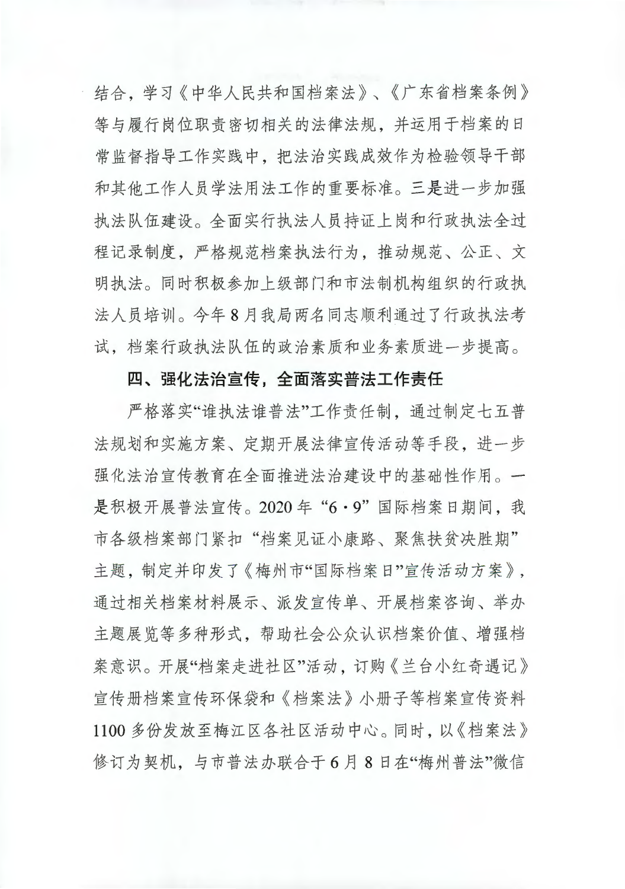结合，学习《中华人民共和国档案法》、《广东省档案条例》等与履行岗位职责密切相关的法律法规，并运用于档案的日常监督指导工作实践中，把法治实践成效作为检验领导干部和其他工作人员学法用法工作的重要标准。三是进一步加强执法队伍建设。全面实行执法人员持证上岗和行政执法全过程记录制度，严格规范档案执法行为，推动规范、公正、文明执法。同时积极参加上级部门和市法制机构组织的行政执法人员培训。今年8月我局两名同志顺利通过了行政执法考试，档案行政执法队伍的政治素质和业务素质进一步提高。

**四、强化法治宣传，全面落实普法工作责任**

严格落实“谁执法谁普法”工作责任制，通过制定七五普法规划和实施方案、定期开展法律宣传活动等手段，进一步强化法治宣传教育在全面推进法治建设中的基础性作用。一是积极开展普法宣传。2020年“6·9”国际档案日期间，我市各级档案部门紧扣“档案见证小康路、聚焦扶贫决胜期”主题，制定并印发了《梅州市“国际档案日”宣传活动方案》，通过相关档案材料展示、派发宣传单、开展档案咨询、举办主题展览等多种形式，帮助社会公众认识档案价值、增强档案意识。开展“档案走进社区”活动，订购《兰台小红奇遇记》宣传册档案宣传环保袋和《档案法》小册子等档案宣传资料1100多份发放至梅江区各社区活动中心。同时，以《档案法》修订为契机，与市普法办联合于6月8日在“梅州普法”微信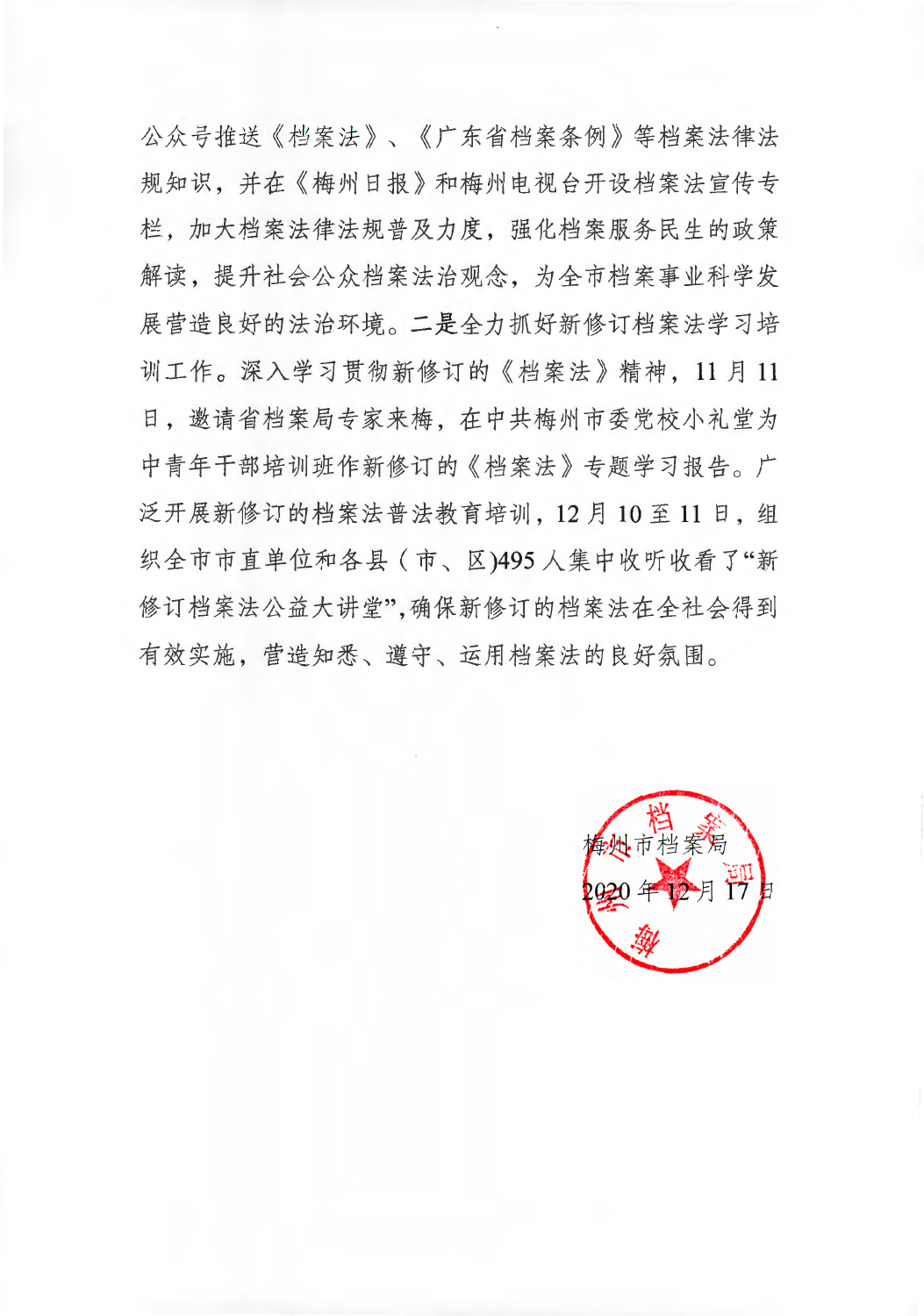公众号推送《档案法》、《广东省档案条例》等档案法律法规知识，并在《梅州日报》和梅州电视台开设档案法宣传专栏，加大档案法律法规普及力度，强化档案服务民生的政策解读，提升社会公众档案法治观念，为全市档案事业科学发展营造良好的法治环境。二是全力抓好新修订档案法学习培训工作。深入学习贯彻新修订的《档案法》精神，11 月 11 日，邀请省档案局专家来梅，在中共梅州市委党校小礼堂为中青年干部培训班作新修订的《档案法》专题学习报告。广泛开展新修订的档案法普法教育培训，12 月 10 至 11 日，组织全市市直单位和各县（市、区)495 人集中收听收看了“新修订档案法公益大讲堂”,确保新修订的档案法在全社会得到有效实施，营造知悉、遵守、运用档案法的良好氛围。

梅州市档案局

2020 年 12 月 17 日